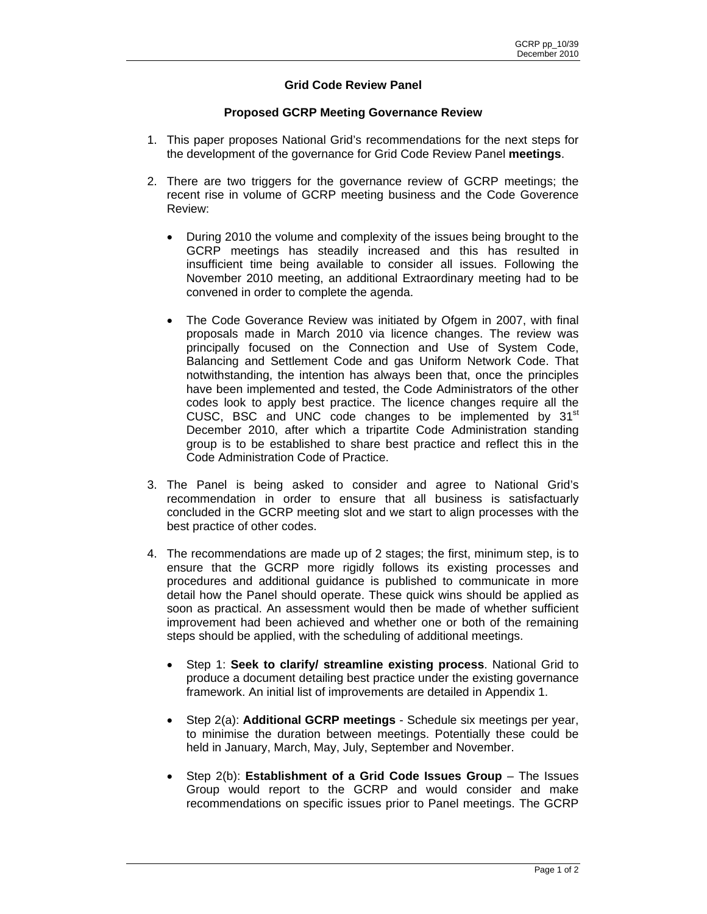## Grid Code Review Panel

### Proposed GCRP Meeting Governance Review

1. This paper proposes National Grid's recommendations for the next steps for the development of the governance for Grid Code Review Panel **meetings**.

2. There are two triggers for the governance review of GCRP meetings; the recent rise in volume of GCRP meeting business and the Code Goverence Review:

   - During 2010 the volume and complexity of the issues being brought to the GCRP meetings has steadily increased and this has resulted in insufficient time being available to consider all issues. Following the November 2010 meeting, an additional Extraordinary meeting had to be convened in order to complete the agenda.

   - The Code Goverance Review was initiated by Ofgem in 2007, with final proposals made in March 2010 via licence changes. The review was principally focused on the Connection and Use of System Code, Balancing and Settlement Code and gas Uniform Network Code. That notwithstanding, the intention has always been that, once the principles have been implemented and tested, the Code Administrators of the other codes look to apply best practice. The licence changes require all the CUSC, BSC and UNC code changes to be implemented by 31st December 2010, after which a tripartite Code Administration standing group is to be established to share best practice and reflect this in the Code Administration Code of Practice.

3. The Panel is being asked to consider and agree to National Grid's recommendation in order to ensure that all business is satisfactuarly concluded in the GCRP meeting slot and we start to align processes with the best practice of other codes.

4. The recommendations are made up of 2 stages; the first, minimum step, is to ensure that the GCRP more rigidly follows its existing processes and procedures and additional guidance is published to communicate in more detail how the Panel should operate. These quick wins should be applied as soon as practical. An assessment would then be made of whether sufficient improvement had been achieved and whether one or both of the remaining steps should be applied, with the scheduling of additional meetings.

   - Step 1: **Seek to clarify/ streamline existing process**. National Grid to produce a document detailing best practice under the existing governance framework. An initial list of improvements are detailed in Appendix 1.

   - Step 2(a): **Additional GCRP meetings** - Schedule six meetings per year, to minimise the duration between meetings. Potentially these could be held in January, March, May, July, September and November.

   - Step 2(b): **Establishment of a Grid Code Issues Group** – The Issues Group would report to the GCRP and would consider and make recommendations on specific issues prior to Panel meetings. The GCRP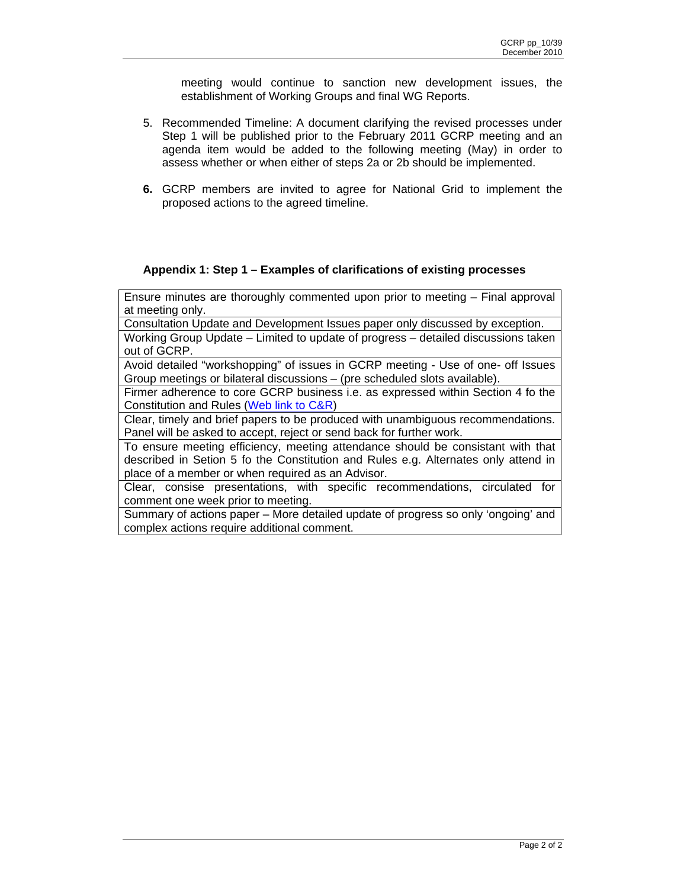meeting would continue to sanction new development issues, the establishment of Working Groups and final WG Reports.

5. Recommended Timeline: A document clarifying the revised processes under Step 1 will be published prior to the February 2011 GCRP meeting and an agenda item would be added to the following meeting (May) in order to assess whether or when either of steps 2a or 2b should be implemented.

6. GCRP members are invited to agree for National Grid to implement the proposed actions to the agreed timeline.

### Appendix 1: Step 1 – Examples of clarifications of existing processes

| |
|---|
| Ensure minutes are thoroughly commented upon prior to meeting – Final approval at meeting only. |
| Consultation Update and Development Issues paper only discussed by exception. |
| Working Group Update – Limited to update of progress – detailed discussions taken out of GCRP. |
| Avoid detailed "workshopping" of issues in GCRP meeting - Use of one- off Issues Group meetings or bilateral discussions – (pre scheduled slots available). |
| Firmer adherence to core GCRP business i.e. as expressed within Section 4 fo the Constitution and Rules (Web link to C&R) |
| Clear, timely and brief papers to be produced with unambiguous recommendations. Panel will be asked to accept, reject or send back for further work. |
| To ensure meeting efficiency, meeting attendance should be consistant with that described in Setion 5 fo the Constitution and Rules e.g. Alternates only attend in place of a member or when required as an Advisor. |
| Clear, consise presentations, with specific recommendations, circulated for comment one week prior to meeting. |
| Summary of actions paper – More detailed update of progress so only 'ongoing' and complex actions require additional comment. |